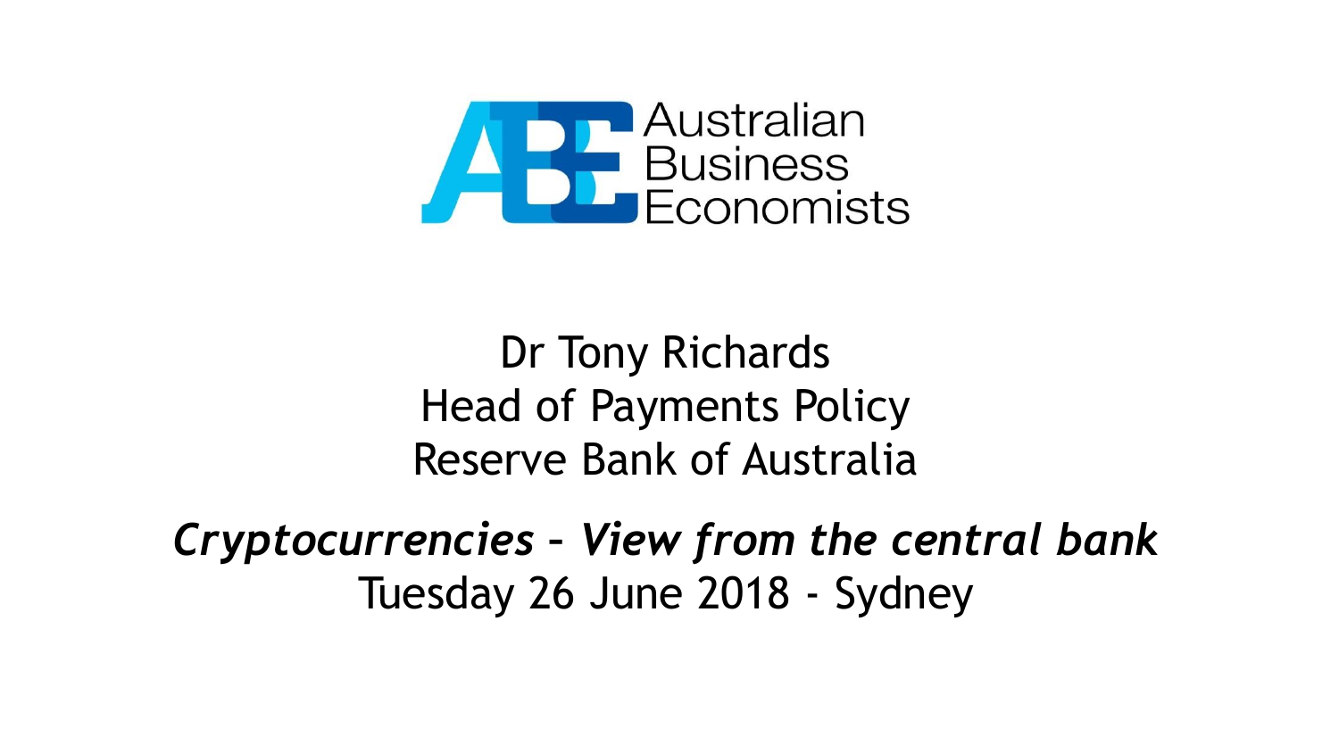Australian Business Economists

Dr Tony Richards
Head of Payments Policy
Reserve Bank of Australia

***Cryptocurrencies – View from the central bank***
Tuesday 26 June 2018 - Sydney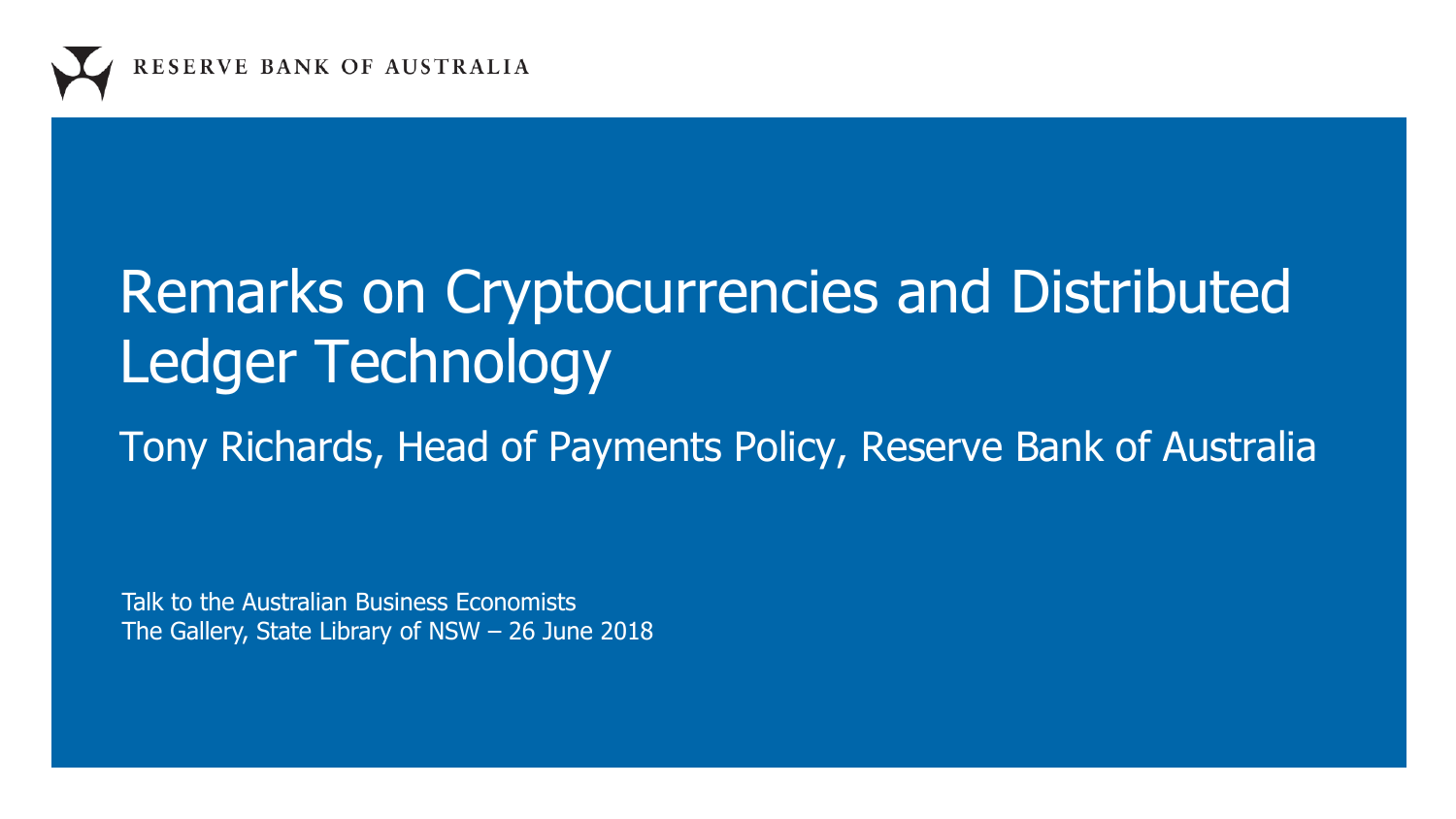RESERVE BANK OF AUSTRALIA

# Remarks on Cryptocurrencies and Distributed Ledger Technology

## Tony Richards, Head of Payments Policy, Reserve Bank of Australia

Talk to the Australian Business Economists
The Gallery, State Library of NSW – 26 June 2018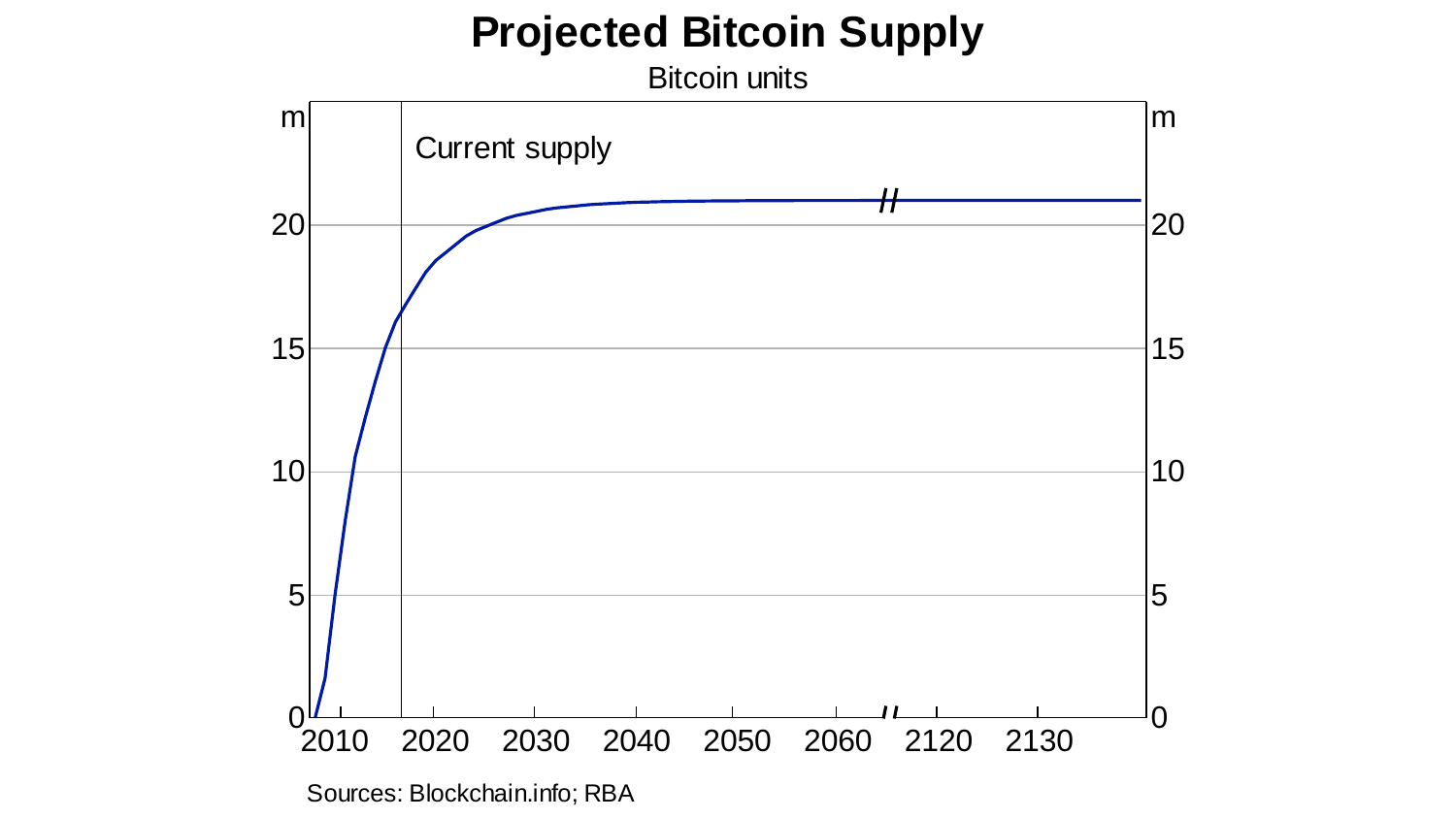# Projected Bitcoin Supply

Bitcoin units

m

Current supply

20

15

10

5

0

2010 2020 2030 2040 2050 2060 2120 2130

Sources: Blockchain.info; RBA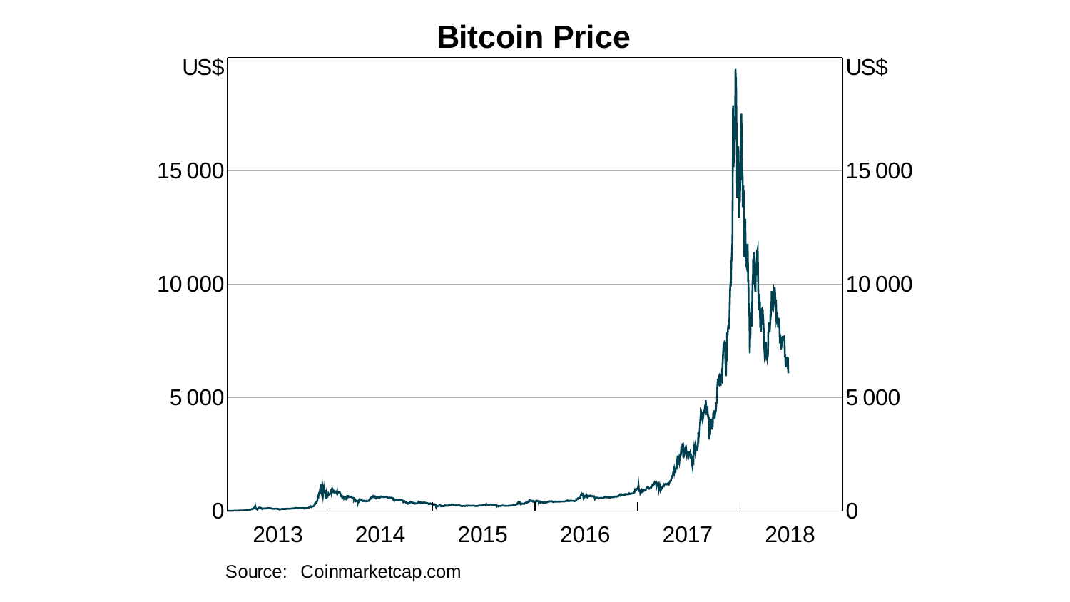# Bitcoin Price

Source: Coinmarketcap.com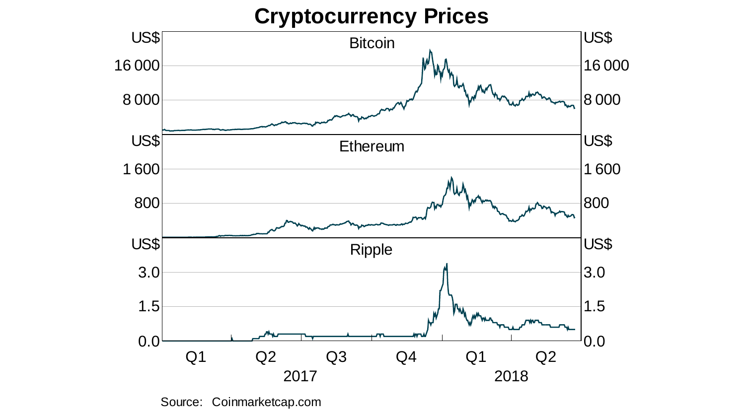# Cryptocurrency Prices

Source: Coinmarketcap.com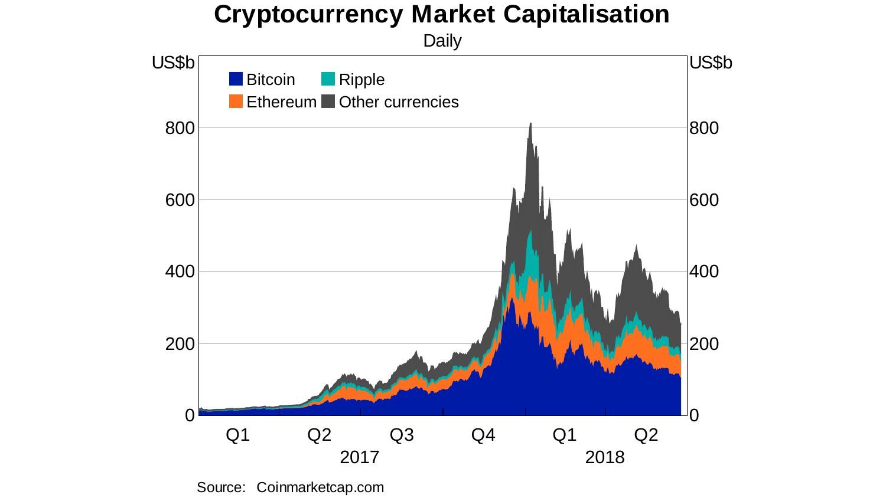# Cryptocurrency Market Capitalisation

Daily

Source: Coinmarketcap.com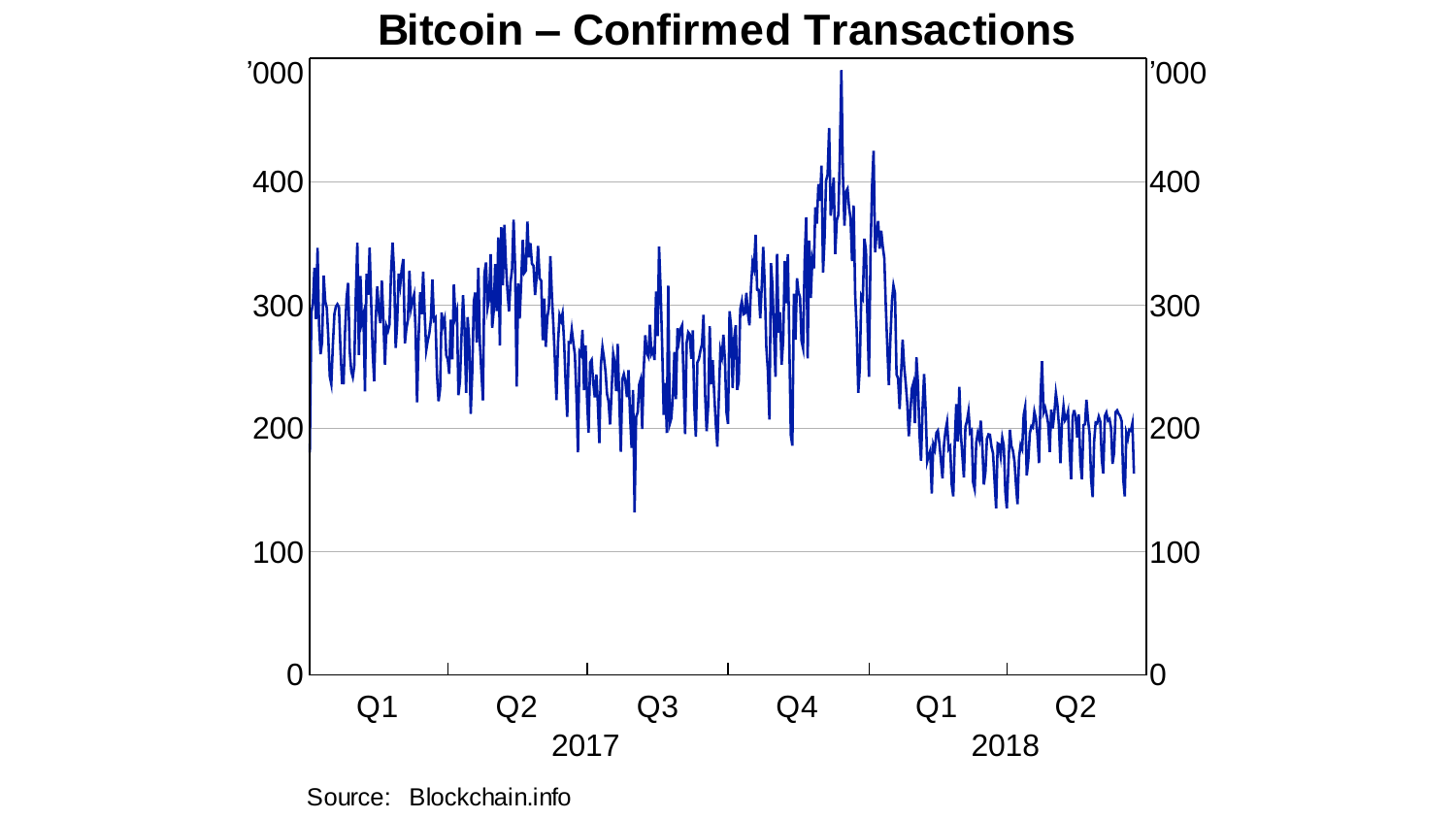# Bitcoin – Confirmed Transactions

'000

Source: Blockchain.info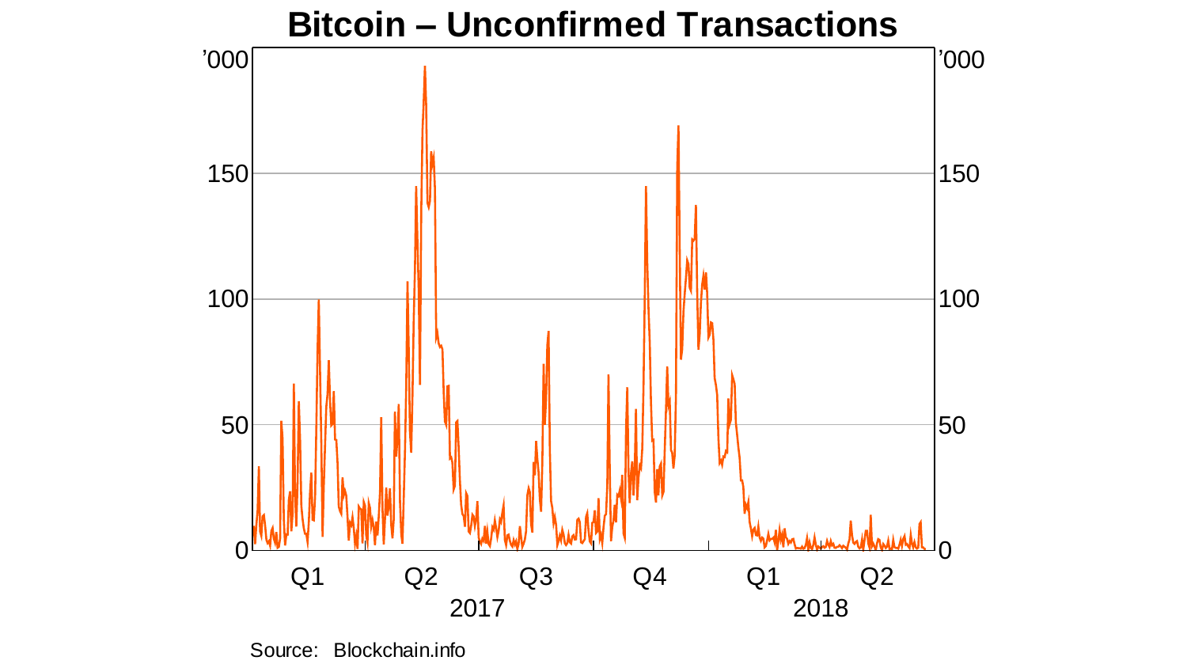# Bitcoin – Unconfirmed Transactions

Source: Blockchain.info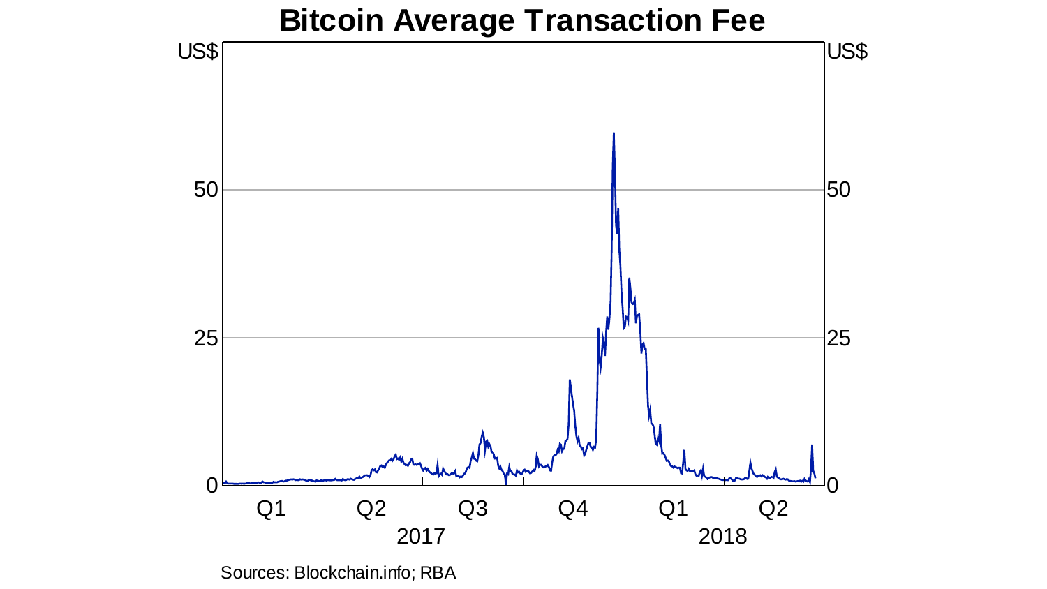## Bitcoin Average Transaction Fee

Sources: Blockchain.info; RBA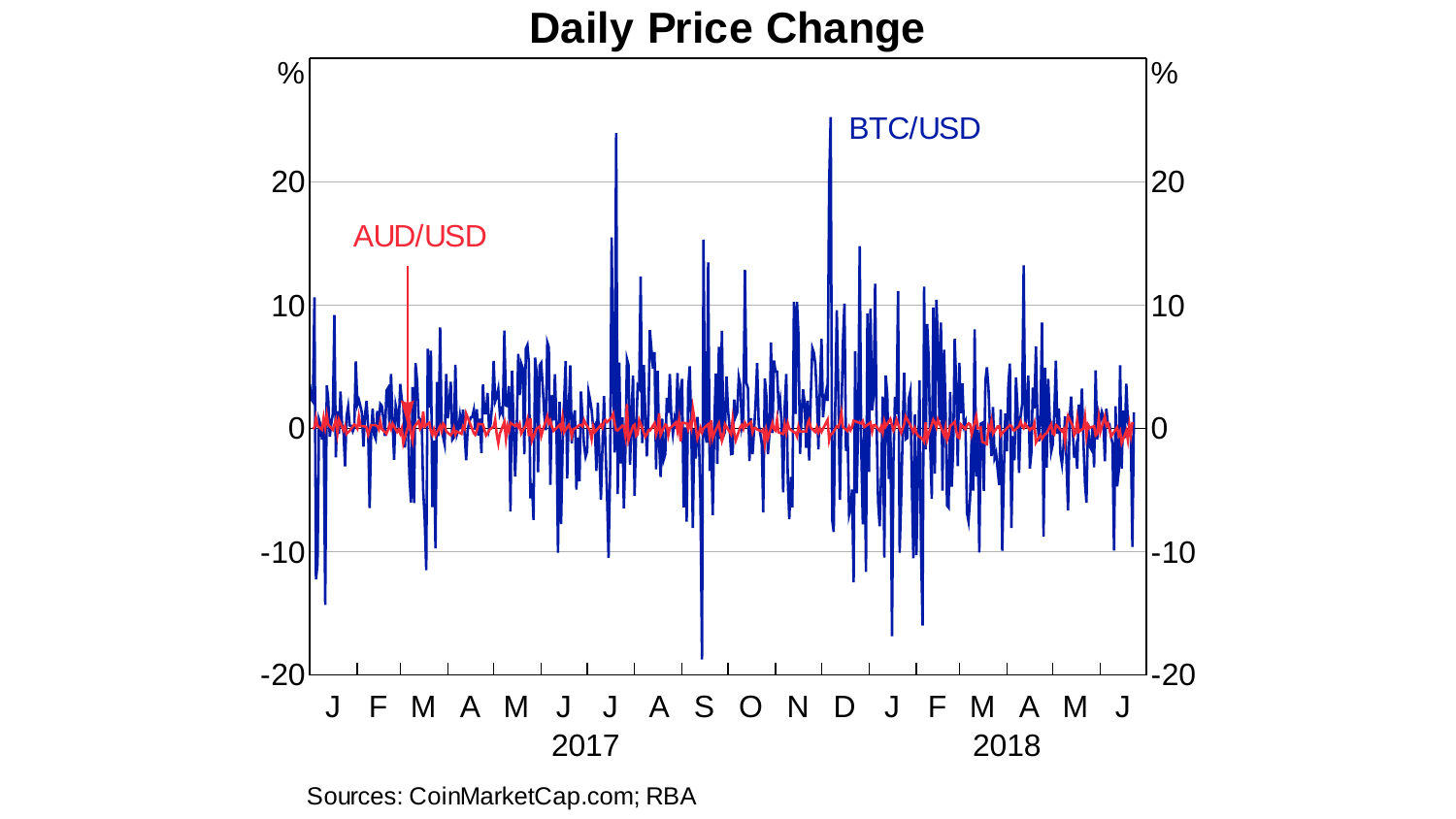# Daily Price Change

Sources: CoinMarketCap.com; RBA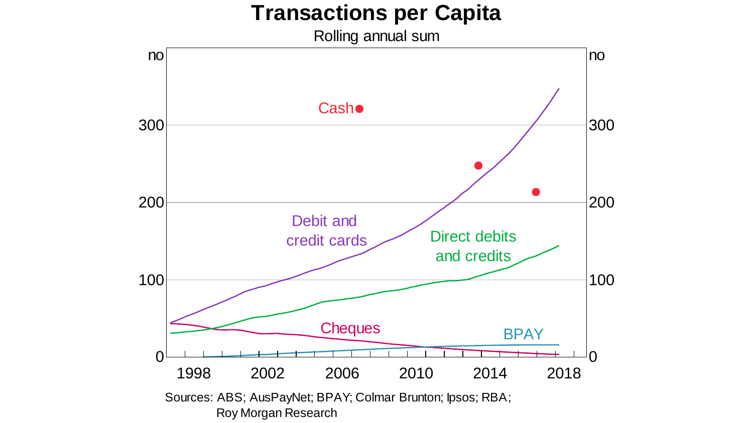# Transactions per Capita

Rolling annual sum

Sources: ABS; AusPayNet; BPAY; Colmar Brunton; Ipsos; RBA; Roy Morgan Research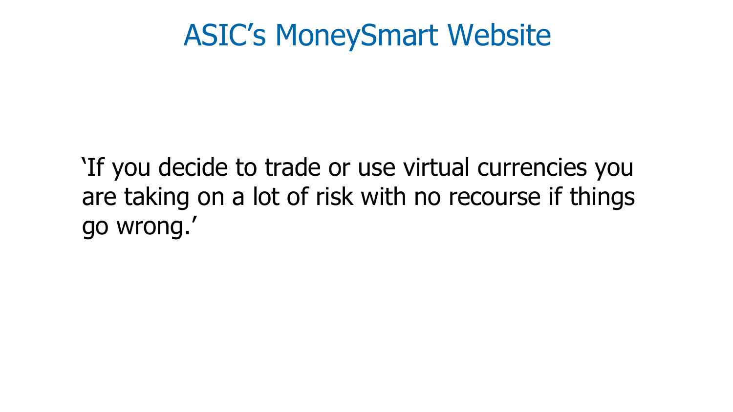# ASIC's MoneySmart Website

'If you decide to trade or use virtual currencies you are taking on a lot of risk with no recourse if things go wrong.'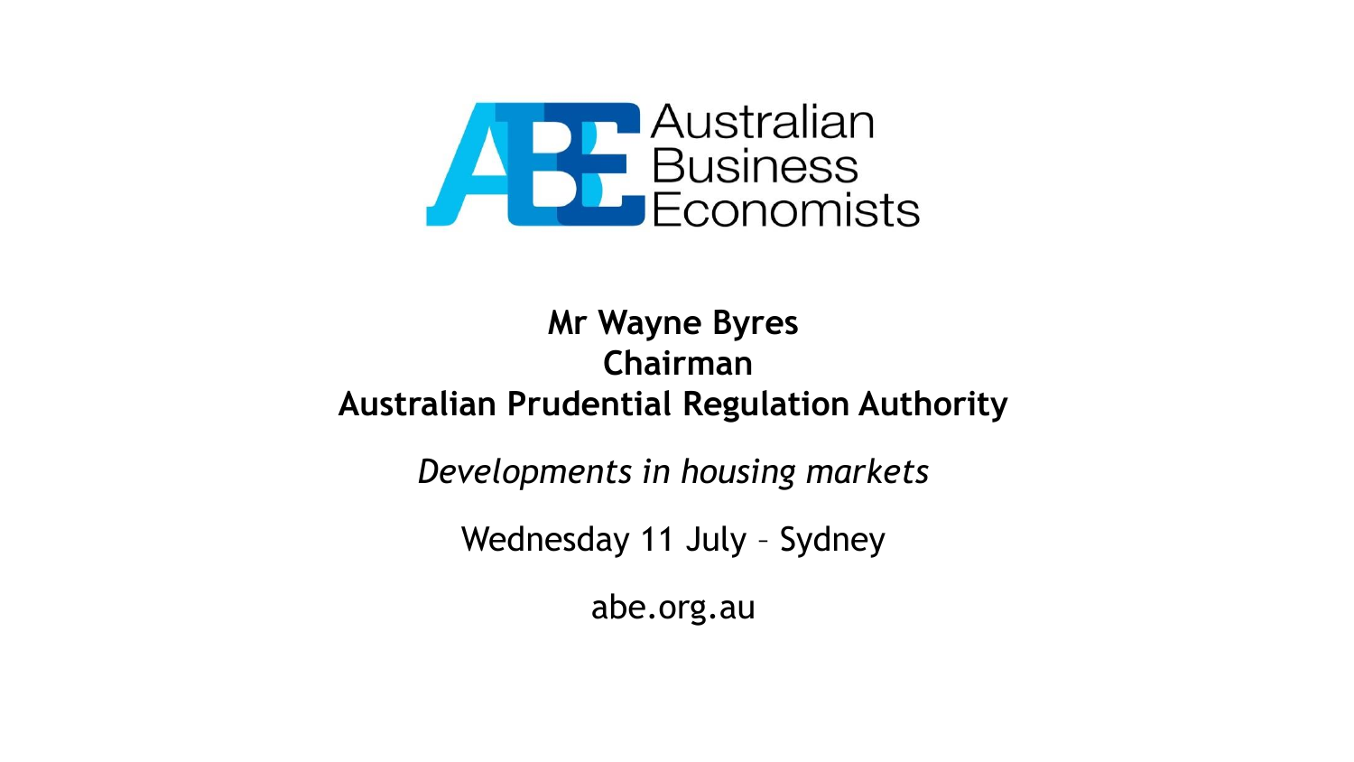Australian Business Economists

**Mr Wayne Byres**
**Chairman**
**Australian Prudential Regulation Authority**

*Developments in housing markets*

Wednesday 11 July – Sydney

abe.org.au